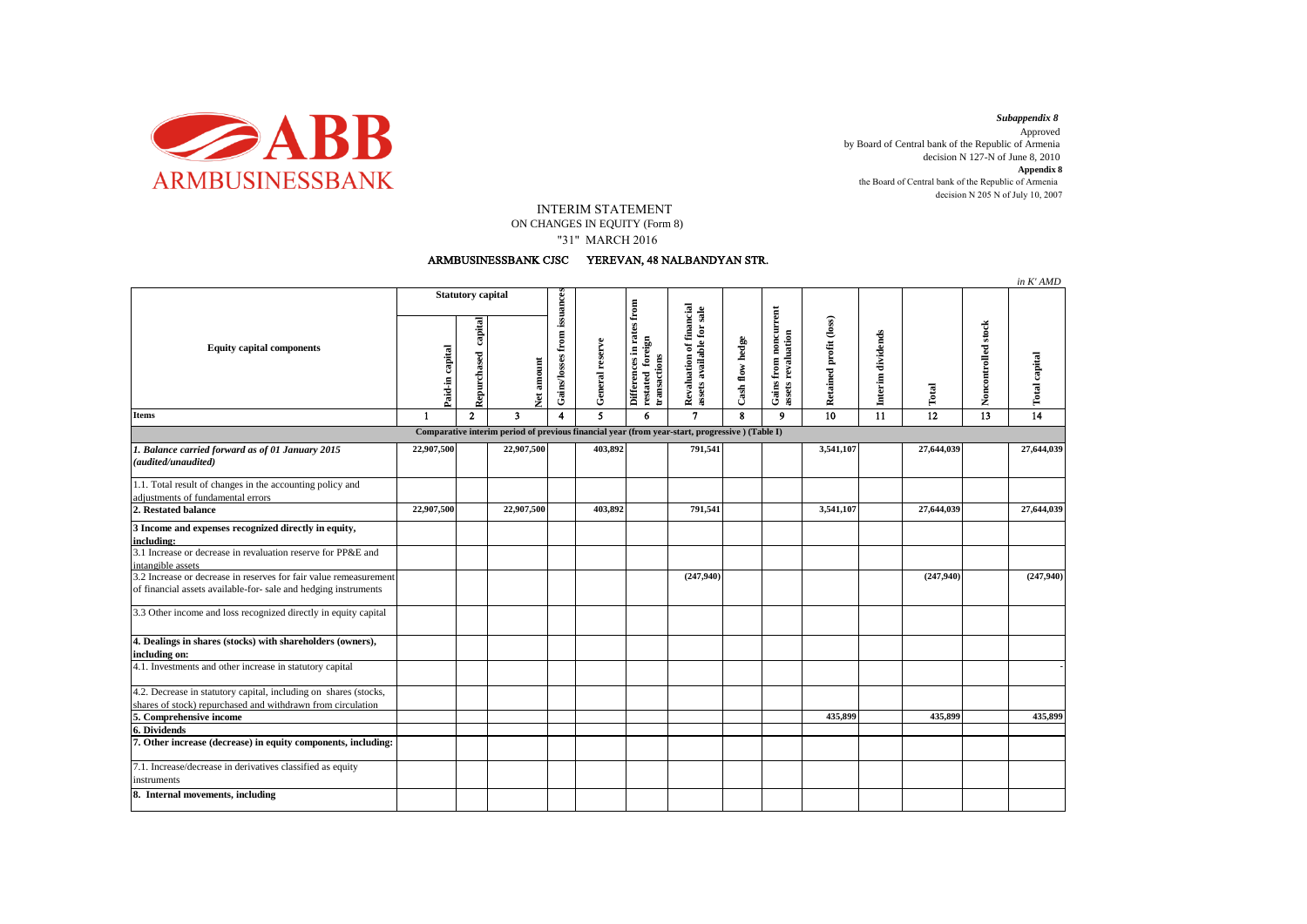*Subappendix 8*

Approved
by Board of Central bank of the Republic of Armenia
decision N 127-N of June 8, 2010

**Appendix 8**

the Board of Central bank of the Republic of Armenia
decision N 205 N of July 10, 2007

# INTERIM STATEMENT
## ON CHANGES IN EQUITY (Form 8)
## "31" MARCH 2016

**ARMBUSINESSBANK CJSC YEREVAN, 48 NALBANDYAN STR.**

*in K' AMD*

| Equity capital components | Statutory capital | | | Gains/losses from issuances | General reserve | Differences in rates from restated foreign transactions | Revaluation of financial assets available for sale | Cash flow hedge | Gains from noncurrent assets revaluation | Retained profit (loss) | Interim dividends | Total | Noncontrolled stock | Total capital |
|---|---|---|---|---|---|---|---|---|---|---|---|---|---|---|
| | Paid-in capital | Repurchased capital | Net amount | | | | | | | | | | | |
| **Items** | 1 | 2 | 3 | 4 | 5 | 6 | 7 | 8 | 9 | 10 | 11 | 12 | 13 | 14 |
| **Comparative interim period of previous financial year (from year-start, progressive ) (Table I)** | | | | | | | | | | | | | | |
| ***1. Balance carried forward as of 01 January 2015 (audited/unaudited)*** | 22,907,500 | | 22,907,500 | | 403,892 | | 791,541 | | | 3,541,107 | | 27,644,039 | | 27,644,039 |
| 1.1. Total result of changes in the accounting policy and adjustments of fundamental errors | | | | | | | | | | | | | | |
| **2. Restated balance** | 22,907,500 | | 22,907,500 | | 403,892 | | 791,541 | | | 3,541,107 | | 27,644,039 | | 27,644,039 |
| **3 Income and expenses recognized directly in equity, including:** | | | | | | | | | | | | | | |
| 3.1 Increase or decrease in revaluation reserve for PP&E and intangible assets | | | | | | | | | | | | | | |
| 3.2 Increase or decrease in reserves for fair value remeasurement of financial assets available-for- sale and hedging instruments | | | | | | | (247,940) | | | | | (247,940) | | (247,940) |
| 3.3 Other income and loss recognized directly in equity capital | | | | | | | | | | | | | | |
| **4. Dealings in shares (stocks) with shareholders (owners), including on:** | | | | | | | | | | | | | | |
| 4.1. Investments and other increase in statutory capital | | | | | | | | | | | | | | - |
| 4.2. Decrease in statutory capital, including on shares (stocks, shares of stock) repurchased and withdrawn from circulation | | | | | | | | | | | | | | |
| **5. Comprehensive income** | | | | | | | | | | 435,899 | | 435,899 | | 435,899 |
| **6. Dividends** | | | | | | | | | | | | | | |
| **7. Other increase (decrease) in equity components, including:** | | | | | | | | | | | | | | |
| 7.1. Increase/decrease in derivatives classified as equity instruments | | | | | | | | | | | | | | |
| **8. Internal movements, including** | | | | | | | | | | | | | | |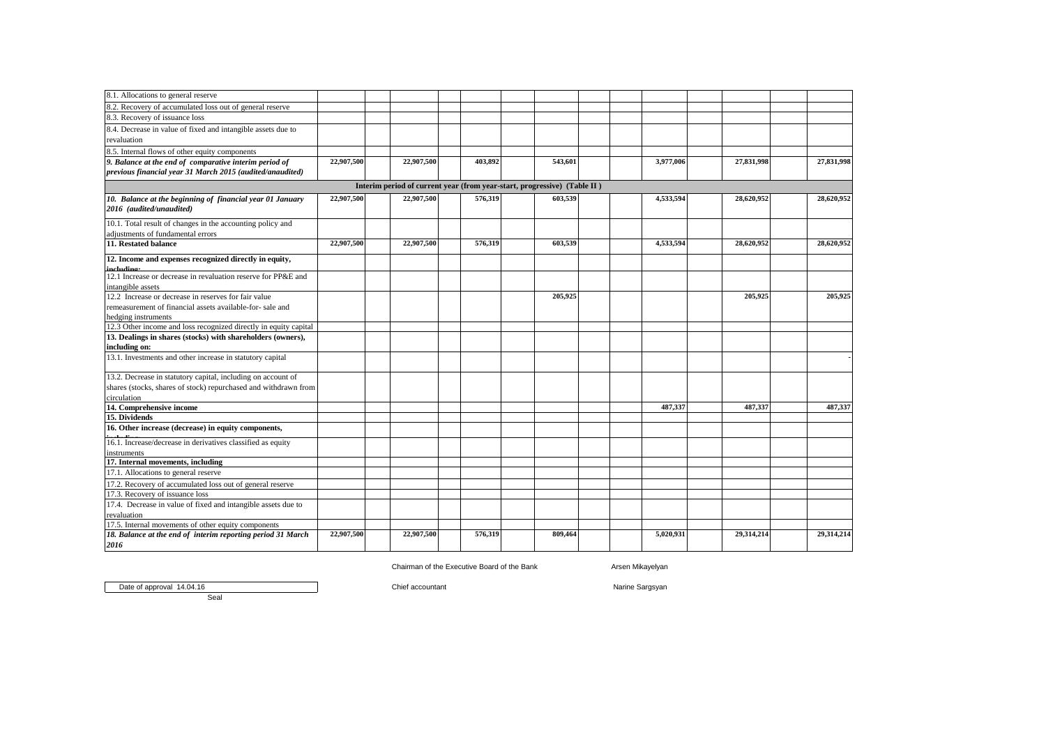| | | | | | | | | | | | | | | |
|---|---|---|---|---|---|---|---|---|---|---|---|---|---|---|
| 8.1. Allocations to general reserve | | | | | | | | | | | | | | |
| 8.2. Recovery of accumulated loss out of general reserve | | | | | | | | | | | | | | |
| 8.3. Recovery of issuance loss | | | | | | | | | | | | | | |
| 8.4. Decrease in value of fixed and intangible assets due to revaluation | | | | | | | | | | | | | | |
| 8.5. Internal flows of other equity components | | | | | | | | | | | | | | |
| ***9. Balance at the end of comparative interim period of previous financial year 31 March 2015 (audited/anaudited)*** | **22,907,500** | | **22,907,500** | | **403,892** | | **543,601** | | | **3,977,006** | | **27,831,998** | | **27,831,998** |
| **Interim period of current year (from year-start, progressive) (Table II )** | | | | | | | | | | | | | | |
| ***10. Balance at the beginning of financial year 01 January 2016 (audited/unaudited)*** | **22,907,500** | | **22,907,500** | | **576,319** | | **603,539** | | | **4,533,594** | | **28,620,952** | | **28,620,952** |
| 10.1. Total result of changes in the accounting policy and adjustments of fundamental errors | | | | | | | | | | | | | | |
| **11. Restated balance** | **22,907,500** | | **22,907,500** | | **576,319** | | **603,539** | | | **4,533,594** | | **28,620,952** | | **28,620,952** |
| **12. Income and expenses recognized directly in equity, including:** | | | | | | | | | | | | | | |
| 12.1 Increase or decrease in revaluation reserve for PP&E and intangible assets | | | | | | | | | | | | | | |
| 12.2 Increase or decrease in reserves for fair value remeasurement of financial assets available-for- sale and hedging instruments | | | | | | | **205,925** | | | | | **205,925** | | **205,925** |
| 12.3 Other income and loss recognized directly in equity capital | | | | | | | | | | | | | | |
| **13. Dealings in shares (stocks) with shareholders (owners), including on:** | | | | | | | | | | | | | | |
| 13.1. Investments and other increase in statutory capital | | | | | | | | | | | | | | - |
| 13.2. Decrease in statutory capital, including on account of shares (stocks, shares of stock) repurchased and withdrawn from circulation | | | | | | | | | | | | | | |
| **14. Comprehensive income** | | | | | | | | | | **487,337** | | **487,337** | | **487,337** |
| **15. Dividends** | | | | | | | | | | | | | | |
| **16. Other increase (decrease) in equity components, including:** | | | | | | | | | | | | | | |
| 16.1. Increase/decrease in derivatives classified as equity instruments | | | | | | | | | | | | | | |
| **17. Internal movements, including** | | | | | | | | | | | | | | |
| 17.1. Allocations to general reserve | | | | | | | | | | | | | | |
| 17.2. Recovery of accumulated loss out of general reserve | | | | | | | | | | | | | | |
| 17.3. Recovery of issuance loss | | | | | | | | | | | | | | |
| 17.4. Decrease in value of fixed and intangible assets due to revaluation | | | | | | | | | | | | | | |
| 17.5. Internal movements of other equity components | | | | | | | | | | | | | | |
| ***18. Balance at the end of interim reporting period 31 March 2016*** | **22,907,500** | | **22,907,500** | | **576,319** | | **809,464** | | | **5,020,931** | | **29,314,214** | | **29,314,214** |

Chairman of the Executive Board of the Bank — Arsen Mikayelyan

Date of approval 14.04.16

Seal

Chief accountant — Narine Sargsyan